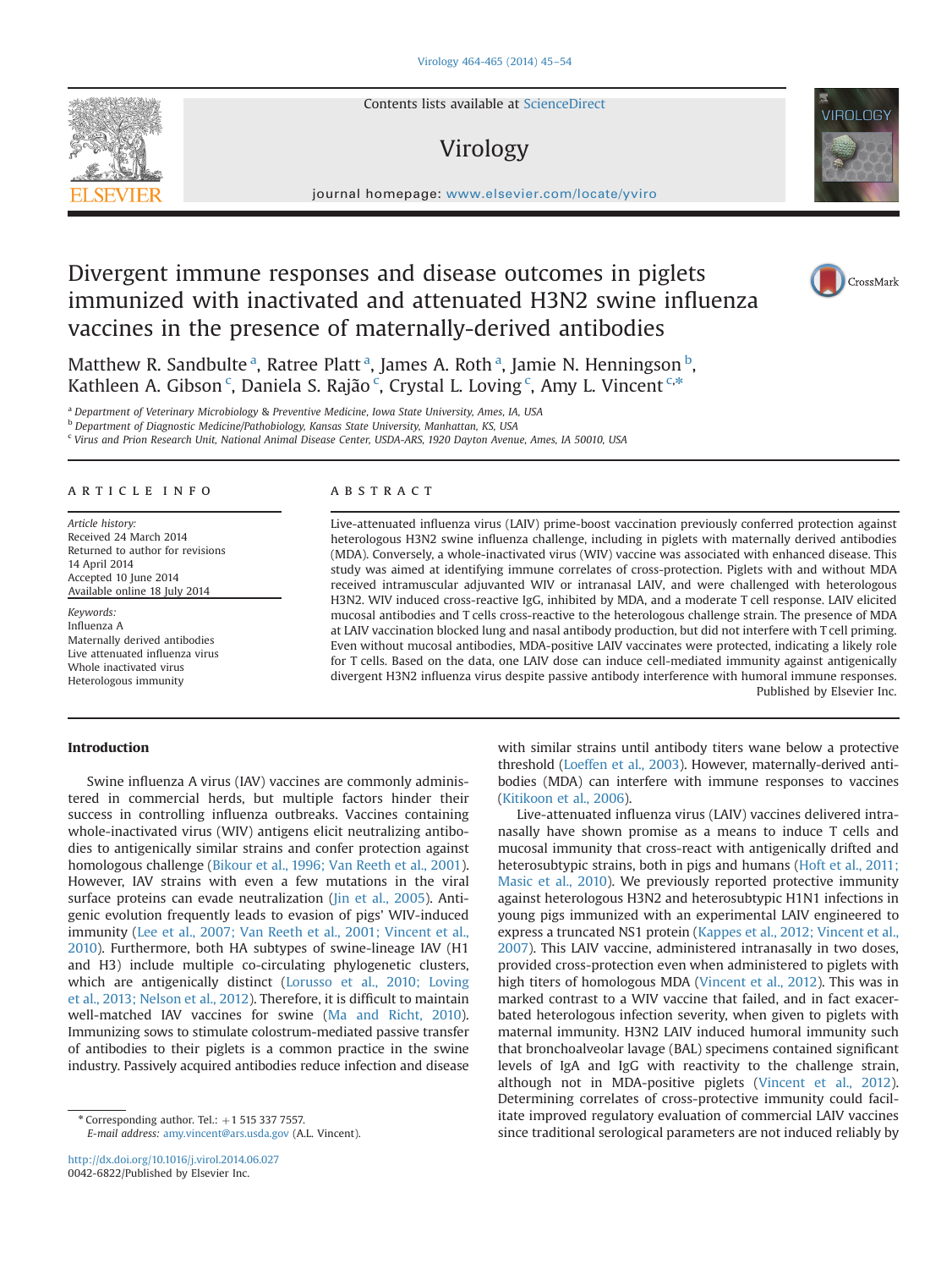# Divergent immune responses and disease outcomes in piglets immunized with inactivated and attenuated H3N2 swine influenza vaccines in the presence of maternally-derived antibodies

Matthew R. Sandbulte [a], Ratree Platt [a], James A. Roth [a], Jamie N. Henningson [b], Kathleen A. Gibson [c], Daniela S. Rajão [c], Crystal L. Loving [c], Amy L. Vincent [c,*]

[a] Department of Veterinary Microbiology & Preventive Medicine, Iowa State University, Ames, IA, USA
[b] Department of Diagnostic Medicine/Pathobiology, Kansas State University, Manhattan, KS, USA
[c] Virus and Prion Research Unit, National Animal Disease Center, USDA-ARS, 1920 Dayton Avenue, Ames, IA 50010, USA

## ARTICLE INFO

*Article history:*
Received 24 March 2014
Returned to author for revisions 14 April 2014
Accepted 10 June 2014
Available online 18 July 2014

*Keywords:*
Influenza A
Maternally derived antibodies
Live attenuated influenza virus
Whole inactivated virus
Heterologous immunity

## ABSTRACT

Live-attenuated influenza virus (LAIV) prime-boost vaccination previously conferred protection against heterologous H3N2 swine influenza challenge, including in piglets with maternally derived antibodies (MDA). Conversely, a whole-inactivated virus (WIV) vaccine was associated with enhanced disease. This study was aimed at identifying immune correlates of cross-protection. Piglets with and without MDA received intramuscular adjuvanted WIV or intranasal LAIV, and were challenged with heterologous H3N2. WIV induced cross-reactive IgG, inhibited by MDA, and a moderate T cell response. LAIV elicited mucosal antibodies and T cells cross-reactive to the heterologous challenge strain. The presence of MDA at LAIV vaccination blocked lung and nasal antibody production, but did not interfere with T cell priming. Even without mucosal antibodies, MDA-positive LAIV vaccinates were protected, indicating a likely role for T cells. Based on the data, one LAIV dose can induce cell-mediated immunity against antigenically divergent H3N2 influenza virus despite passive antibody interference with humoral immune responses.

Published by Elsevier Inc.

## Introduction

Swine influenza A virus (IAV) vaccines are commonly administered in commercial herds, but multiple factors hinder their success in controlling influenza outbreaks. Vaccines containing whole-inactivated virus (WIV) antigens elicit neutralizing antibodies to antigenically similar strains and confer protection against homologous challenge (Bikour et al., 1996; Van Reeth et al., 2001). However, IAV strains with even a few mutations in the viral surface proteins can evade neutralization (Jin et al., 2005). Antigenic evolution frequently leads to evasion of pigs' WIV-induced immunity (Lee et al., 2007; Van Reeth et al., 2001; Vincent et al., 2010). Furthermore, both HA subtypes of swine-lineage IAV (H1 and H3) include multiple co-circulating phylogenetic clusters, which are antigenically distinct (Lorusso et al., 2010; Loving et al., 2013; Nelson et al., 2012). Therefore, it is difficult to maintain well-matched IAV vaccines for swine (Ma and Richt, 2010). Immunizing sows to stimulate colostrum-mediated passive transfer of antibodies to their piglets is a common practice in the swine industry. Passively acquired antibodies reduce infection and disease with similar strains until antibody titers wane below a protective threshold (Loeffen et al., 2003). However, maternally-derived antibodies (MDA) can interfere with immune responses to vaccines (Kitikoon et al., 2006).

Live-attenuated influenza virus (LAIV) vaccines delivered intranasally have shown promise as a means to induce T cells and mucosal immunity that cross-react with antigenically drifted and heterosubtypic strains, both in pigs and humans (Hoft et al., 2011; Masic et al., 2010). We previously reported protective immunity against heterologous H3N2 and heterosubtypic H1N1 infections in young pigs immunized with an experimental LAIV engineered to express a truncated NS1 protein (Kappes et al., 2012; Vincent et al., 2007). This LAIV vaccine, administered intranasally in two doses, provided cross-protection even when administered to piglets with high titers of homologous MDA (Vincent et al., 2012). This was in marked contrast to a WIV vaccine that failed, and in fact exacerbated heterologous infection severity, when given to piglets with maternal immunity. H3N2 LAIV induced humoral immunity such that bronchoalveolar lavage (BAL) specimens contained significant levels of IgA and IgG with reactivity to the challenge strain, although not in MDA-positive piglets (Vincent et al., 2012). Determining correlates of cross-protective immunity could facilitate improved regulatory evaluation of commercial LAIV vaccines since traditional serological parameters are not induced reliably by

* Corresponding author. Tel.: +1 515 337 7557.
*E-mail address:* amy.vincent@ars.usda.gov (A.L. Vincent).

http://dx.doi.org/10.1016/j.virol.2014.06.027
0042-6822/Published by Elsevier Inc.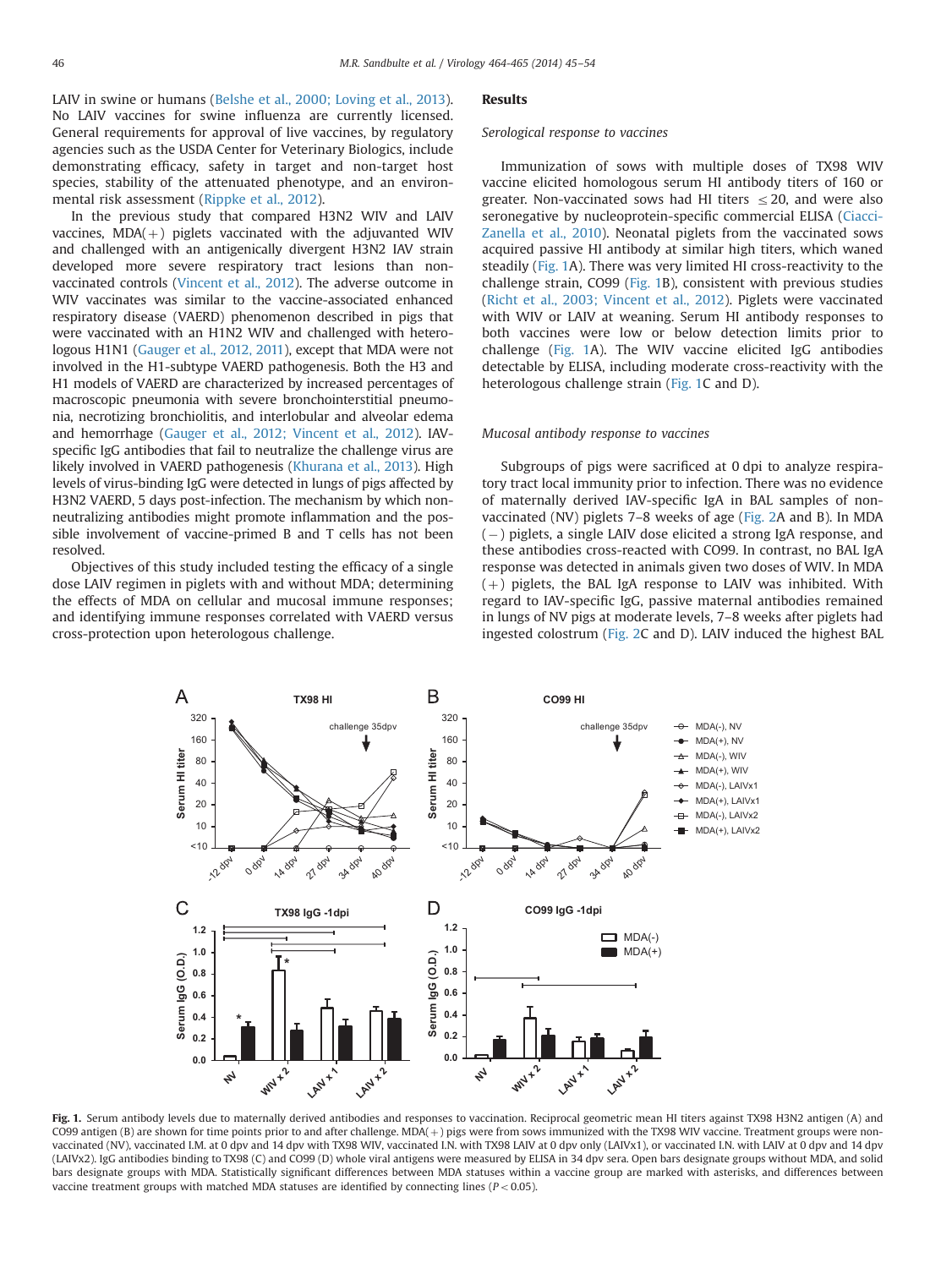LAIV in swine or humans (Belshe et al., 2000; Loving et al., 2013). No LAIV vaccines for swine influenza are currently licensed. General requirements for approval of live vaccines, by regulatory agencies such as the USDA Center for Veterinary Biologics, include demonstrating efficacy, safety in target and non-target host species, stability of the attenuated phenotype, and an environmental risk assessment (Rippke et al., 2012).

In the previous study that compared H3N2 WIV and LAIV vaccines, MDA(+) piglets vaccinated with the adjuvanted WIV and challenged with an antigenically divergent H3N2 IAV strain developed more severe respiratory tract lesions than non-vaccinated controls (Vincent et al., 2012). The adverse outcome in WIV vaccinates was similar to the vaccine-associated enhanced respiratory disease (VAERD) phenomenon described in pigs that were vaccinated with an H1N2 WIV and challenged with heterologous H1N1 (Gauger et al., 2012, 2011), except that MDA were not involved in the H1-subtype VAERD pathogenesis. Both the H3 and H1 models of VAERD are characterized by increased percentages of macroscopic pneumonia with severe bronchointerstitial pneumonia, necrotizing bronchiolitis, and interlobular and alveolar edema and hemorrhage (Gauger et al., 2012; Vincent et al., 2012). IAV-specific IgG antibodies that fail to neutralize the challenge virus are likely involved in VAERD pathogenesis (Khurana et al., 2013). High levels of virus-binding IgG were detected in lungs of pigs affected by H3N2 VAERD, 5 days post-infection. The mechanism by which non-neutralizing antibodies might promote inflammation and the possible involvement of vaccine-primed B and T cells has not been resolved.

Objectives of this study included testing the efficacy of a single dose LAIV regimen in piglets with and without MDA; determining the effects of MDA on cellular and mucosal immune responses; and identifying immune responses correlated with VAERD versus cross-protection upon heterologous challenge.

## Results

### *Serological response to vaccines*

Immunization of sows with multiple doses of TX98 WIV vaccine elicited homologous serum HI antibody titers of 160 or greater. Non-vaccinated sows had HI titers ≤20, and were also seronegative by nucleoprotein-specific commercial ELISA (Ciacci-Zanella et al., 2010). Neonatal piglets from the vaccinated sows acquired passive HI antibody at similar high titers, which waned steadily (Fig. 1A). There was very limited HI cross-reactivity to the challenge strain, CO99 (Fig. 1B), consistent with previous studies (Richt et al., 2003; Vincent et al., 2012). Piglets were vaccinated with WIV or LAIV at weaning. Serum HI antibody responses to both vaccines were low or below detection limits prior to challenge (Fig. 1A). The WIV vaccine elicited IgG antibodies detectable by ELISA, including moderate cross-reactivity with the heterologous challenge strain (Fig. 1C and D).

### *Mucosal antibody response to vaccines*

Subgroups of pigs were sacrificed at 0 dpi to analyze respiratory tract local immunity prior to infection. There was no evidence of maternally derived IAV-specific IgA in BAL samples of non-vaccinated (NV) piglets 7–8 weeks of age (Fig. 2A and B). In MDA (−) piglets, a single LAIV dose elicited a strong IgA response, and these antibodies cross-reacted with CO99. In contrast, no BAL IgA response was detected in animals given two doses of WIV. In MDA (+) piglets, the BAL IgA response to LAIV was inhibited. With regard to IAV-specific IgG, passive maternal antibodies remained in lungs of NV pigs at moderate levels, 7–8 weeks after piglets had ingested colostrum (Fig. 2C and D). LAIV induced the highest BAL

**Fig. 1.** Serum antibody levels due to maternally derived antibodies and responses to vaccination. Reciprocal geometric mean HI titers against TX98 H3N2 antigen (A) and CO99 antigen (B) are shown for time points prior to and after challenge. MDA(+) pigs were from sows immunized with the TX98 WIV vaccine. Treatment groups were non-vaccinated (NV), vaccinated I.M. at 0 dpv and 14 dpv with TX98 WIV, vaccinated I.N. with TX98 LAIV at 0 dpv only (LAIVx1), or vaccinated I.N. with LAIV at 0 dpv and 14 dpv (LAIVx2). IgG antibodies binding to TX98 (C) and CO99 (D) whole viral antigens were measured by ELISA in 34 dpv sera. Open bars designate groups without MDA, and solid bars designate groups with MDA. Statistically significant differences between MDA statuses within a vaccine group are marked with asterisks, and differences between vaccine treatment groups with matched MDA statuses are identified by connecting lines ($P < 0.05$).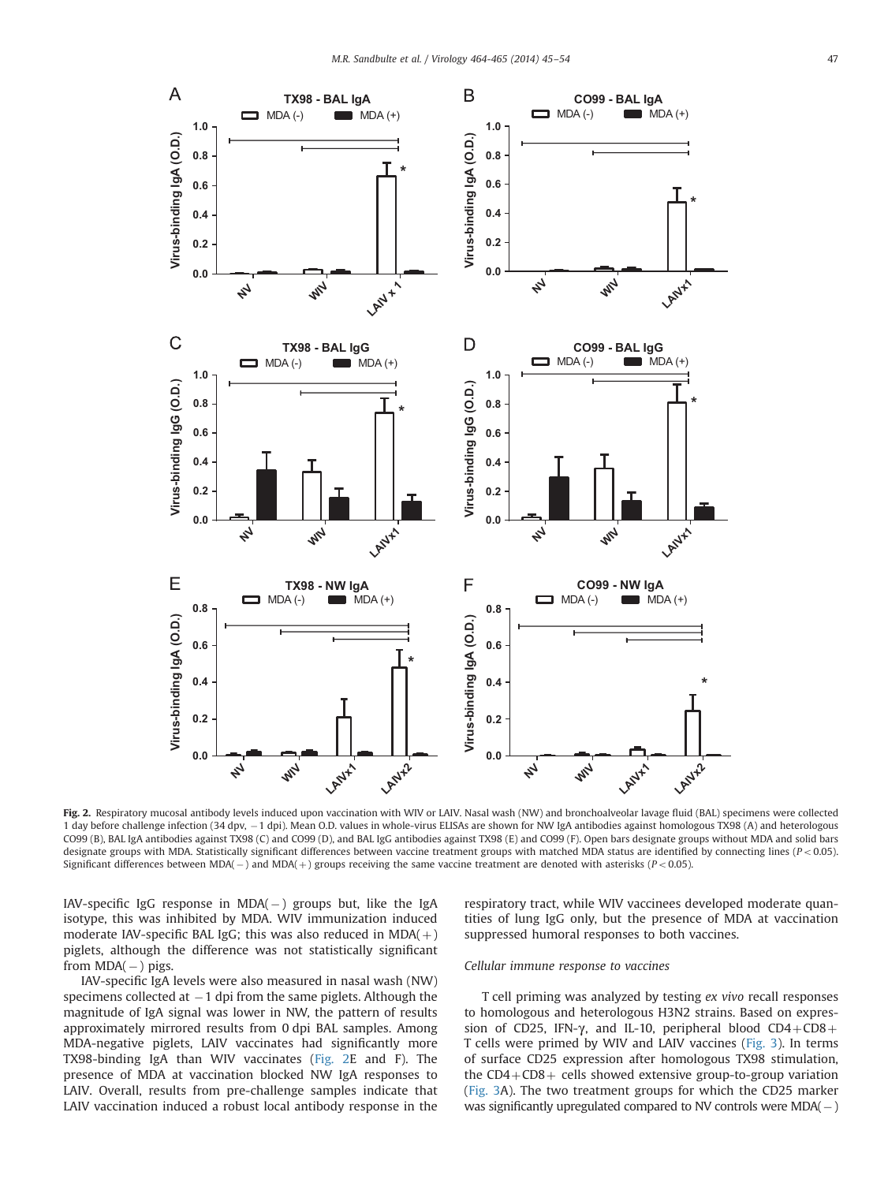**Fig. 2.** Respiratory mucosal antibody levels induced upon vaccination with WIV or LAIV. Nasal wash (NW) and bronchoalveolar lavage fluid (BAL) specimens were collected 1 day before challenge infection (34 dpv, −1 dpi). Mean O.D. values in whole-virus ELISAs are shown for NW IgA antibodies against homologous TX98 (A) and heterologous CO99 (B), BAL IgA antibodies against TX98 (C) and CO99 (D), and BAL IgG antibodies against TX98 (E) and CO99 (F). Open bars designate groups without MDA and solid bars designate groups with MDA. Statistically significant differences between vaccine treatment groups with matched MDA status are identified by connecting lines ($P < 0.05$). Significant differences between MDA(−) and MDA(+) groups receiving the same vaccine treatment are denoted with asterisks ($P < 0.05$).

IAV-specific IgG response in MDA(−) groups but, like the IgA isotype, this was inhibited by MDA. WIV immunization induced moderate IAV-specific BAL IgG; this was also reduced in MDA(+) piglets, although the difference was not statistically significant from MDA(−) pigs.

IAV-specific IgA levels were also measured in nasal wash (NW) specimens collected at −1 dpi from the same piglets. Although the magnitude of IgA signal was lower in NW, the pattern of results approximately mirrored results from 0 dpi BAL samples. Among MDA-negative piglets, LAIV vaccinates had significantly more TX98-binding IgA than WIV vaccinates (Fig. 2E and F). The presence of MDA at vaccination blocked NW IgA responses to LAIV. Overall, results from pre-challenge samples indicate that LAIV vaccination induced a robust local antibody response in the respiratory tract, while WIV vaccinees developed moderate quantities of lung IgG only, but the presence of MDA at vaccination suppressed humoral responses to both vaccines.

### Cellular immune response to vaccines

T cell priming was analyzed by testing *ex vivo* recall responses to homologous and heterologous H3N2 strains. Based on expression of CD25, IFN-γ, and IL-10, peripheral blood CD4+CD8+ T cells were primed by WIV and LAIV vaccines (Fig. 3). In terms of surface CD25 expression after homologous TX98 stimulation, the CD4+CD8+ cells showed extensive group-to-group variation (Fig. 3A). The two treatment groups for which the CD25 marker was significantly upregulated compared to NV controls were MDA(−)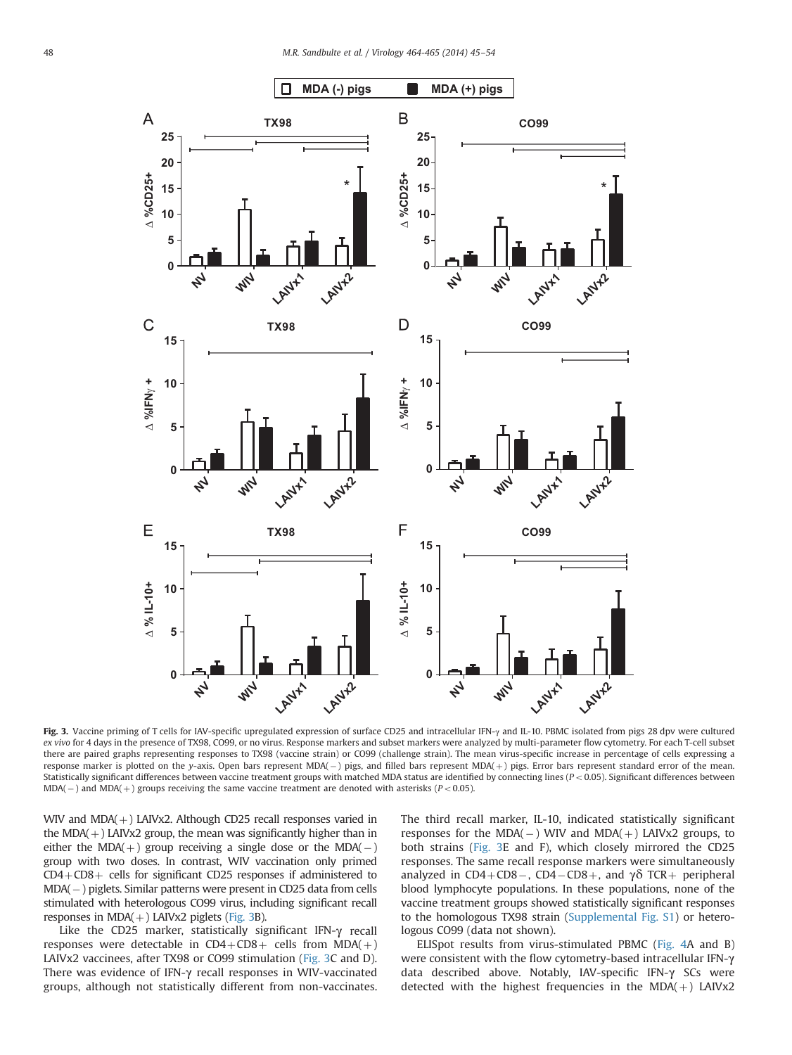**Fig. 3.** Vaccine priming of T cells for IAV-specific upregulated expression of surface CD25 and intracellular IFN-γ and IL-10. PBMC isolated from pigs 28 dpv were cultured *ex vivo* for 4 days in the presence of TX98, CO99, or no virus. Response markers and subset markers were analyzed by multi-parameter flow cytometry. For each T-cell subset there are paired graphs representing responses to TX98 (vaccine strain) or CO99 (challenge strain). The mean virus-specific increase in percentage of cells expressing a response marker is plotted on the *y*-axis. Open bars represent MDA(−) pigs, and filled bars represent MDA(+) pigs. Error bars represent standard error of the mean. Statistically significant differences between vaccine treatment groups with matched MDA status are identified by connecting lines ($P<0.05$). Significant differences between MDA(−) and MDA(+) groups receiving the same vaccine treatment are denoted with asterisks ($P<0.05$).

WIV and MDA(+) LAIVx2. Although CD25 recall responses varied in the MDA(+) LAIVx2 group, the mean was significantly higher than in either the MDA(+) group receiving a single dose or the MDA(−) group with two doses. In contrast, WIV vaccination only primed CD4+CD8+ cells for significant CD25 responses if administered to MDA(−) piglets. Similar patterns were present in CD25 data from cells stimulated with heterologous CO99 virus, including significant recall responses in MDA(+) LAIVx2 piglets (Fig. 3B).

Like the CD25 marker, statistically significant IFN-γ recall responses were detectable in CD4+CD8+ cells from MDA(+) LAIVx2 vaccinees, after TX98 or CO99 stimulation (Fig. 3C and D). There was evidence of IFN-γ recall responses in WIV-vaccinated groups, although not statistically different from non-vaccinates. The third recall marker, IL-10, indicated statistically significant responses for the MDA(−) WIV and MDA(+) LAIVx2 groups, to both strains (Fig. 3E and F), which closely mirrored the CD25 responses. The same recall response markers were simultaneously analyzed in CD4+CD8−, CD4−CD8+, and γδ TCR+ peripheral blood lymphocyte populations. In these populations, none of the vaccine treatment groups showed statistically significant responses to the homologous TX98 strain (Supplemental Fig. S1) or heterologous CO99 (data not shown).

ELISpot results from virus-stimulated PBMC (Fig. 4A and B) were consistent with the flow cytometry-based intracellular IFN-γ data described above. Notably, IAV-specific IFN-γ SCs were detected with the highest frequencies in the MDA(+) LAIVx2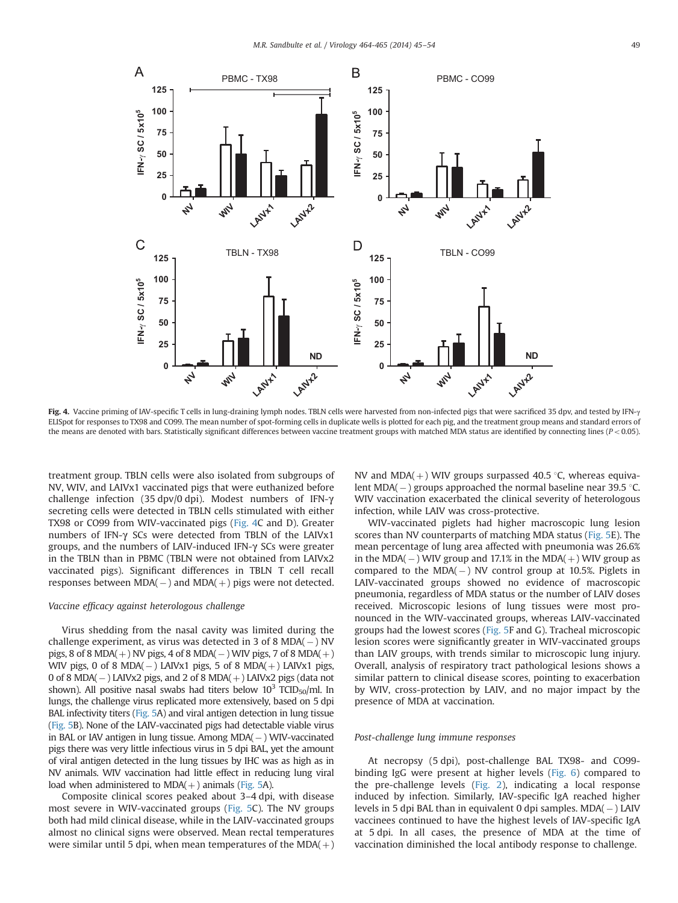**Fig. 4.** Vaccine priming of IAV-specific T cells in lung-draining lymph nodes. TBLN cells were harvested from non-infected pigs that were sacrificed 35 dpv, and tested by IFN-γ ELISpot for responses to TX98 and CO99. The mean number of spot-forming cells in duplicate wells is plotted for each pig, and the treatment group means and standard errors of the means are denoted with bars. Statistically significant differences between vaccine treatment groups with matched MDA status are identified by connecting lines ($P<0.05$).

treatment group. TBLN cells were also isolated from subgroups of NV, WIV, and LAIVx1 vaccinated pigs that were euthanized before challenge infection (35 dpv/0 dpi). Modest numbers of IFN-γ secreting cells were detected in TBLN cells stimulated with either TX98 or CO99 from WIV-vaccinated pigs (Fig. 4C and D). Greater numbers of IFN-γ SCs were detected from TBLN of the LAIVx1 groups, and the numbers of LAIV-induced IFN-γ SCs were greater in the TBLN than in PBMC (TBLN were not obtained from LAIVx2 vaccinated pigs). Significant differences in TBLN T cell recall responses between MDA(−) and MDA(+) pigs were not detected.

### Vaccine efficacy against heterologous challenge

Virus shedding from the nasal cavity was limited during the challenge experiment, as virus was detected in 3 of 8 MDA(−) NV pigs, 8 of 8 MDA(+) NV pigs, 4 of 8 MDA(−) WIV pigs, 7 of 8 MDA(+) WIV pigs, 0 of 8 MDA(−) LAIVx1 pigs, 5 of 8 MDA(+) LAIVx1 pigs, 0 of 8 MDA(−) LAIVx2 pigs, and 2 of 8 MDA(+) LAIVx2 pigs (data not shown). All positive nasal swabs had titers below $10^3$ $TCID_{50}$/ml. In lungs, the challenge virus replicated more extensively, based on 5 dpi BAL infectivity titers (Fig. 5A) and viral antigen detection in lung tissue (Fig. 5B). None of the LAIV-vaccinated pigs had detectable viable virus in BAL or IAV antigen in lung tissue. Among MDA(−) WIV-vaccinated pigs there was very little infectious virus in 5 dpi BAL, yet the amount of viral antigen detected in the lung tissues by IHC was as high as in NV animals. WIV vaccination had little effect in reducing lung viral load when administered to MDA(+) animals (Fig. 5A).

Composite clinical scores peaked about 3–4 dpi, with disease most severe in WIV-vaccinated groups (Fig. 5C). The NV groups both had mild clinical disease, while in the LAIV-vaccinated groups almost no clinical signs were observed. Mean rectal temperatures were similar until 5 dpi, when mean temperatures of the MDA(+) NV and MDA(+) WIV groups surpassed 40.5 °C, whereas equivalent MDA(−) groups approached the normal baseline near 39.5 °C. WIV vaccination exacerbated the clinical severity of heterologous infection, while LAIV was cross-protective.

WIV-vaccinated piglets had higher macroscopic lung lesion scores than NV counterparts of matching MDA status (Fig. 5E). The mean percentage of lung area affected with pneumonia was 26.6% in the MDA(−) WIV group and 17.1% in the MDA(+) WIV group as compared to the MDA(−) NV control group at 10.5%. Piglets in LAIV-vaccinated groups showed no evidence of macroscopic pneumonia, regardless of MDA status or the number of LAIV doses received. Microscopic lesions of lung tissues were most pronounced in the WIV-vaccinated groups, whereas LAIV-vaccinated groups had the lowest scores (Fig. 5F and G). Tracheal microscopic lesion scores were significantly greater in WIV-vaccinated groups than LAIV groups, with trends similar to microscopic lung injury. Overall, analysis of respiratory tract pathological lesions shows a similar pattern to clinical disease scores, pointing to exacerbation by WIV, cross-protection by LAIV, and no major impact by the presence of MDA at vaccination.

### Post-challenge lung immune responses

At necropsy (5 dpi), post-challenge BAL TX98- and CO99-binding IgG were present at higher levels (Fig. 6) compared to the pre-challenge levels (Fig. 2), indicating a local response induced by infection. Similarly, IAV-specific IgA reached higher levels in 5 dpi BAL than in equivalent 0 dpi samples. MDA(−) LAIV vaccinees continued to have the highest levels of IAV-specific IgA at 5 dpi. In all cases, the presence of MDA at the time of vaccination diminished the local antibody response to challenge.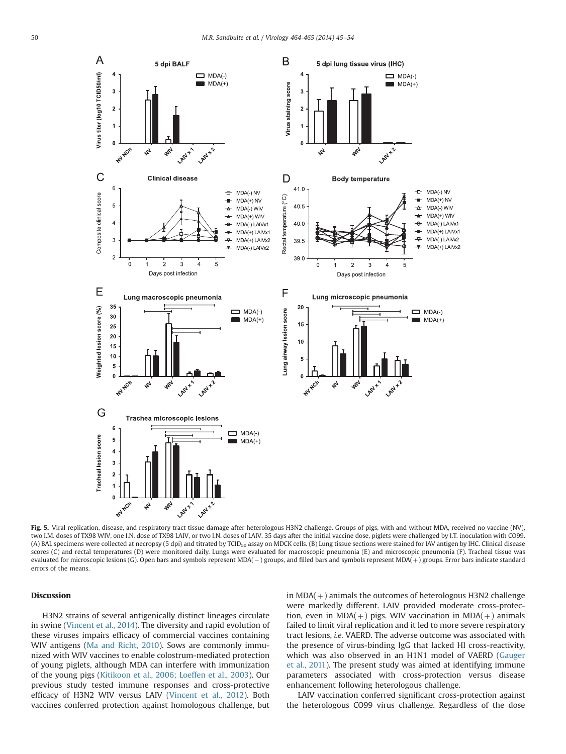**Fig. 5.** Viral replication, disease, and respiratory tract tissue damage after heterologous H3N2 challenge. Groups of pigs, with and without MDA, received no vaccine (NV), two I.M. doses of TX98 WIV, one I.N. dose of TX98 LAIV, or two I.N. doses of LAIV. 35 days after the initial vaccine dose, piglets were challenged by I.T. inoculation with CO99. (A) BAL specimens were collected at necropsy (5 dpi) and titrated by $TCID_{50}$ assay on MDCK cells. (B) Lung tissue sections were stained for IAV antigen by IHC. Clinical disease scores (C) and rectal temperatures (D) were monitored daily. Lungs were evaluated for macroscopic pneumonia (E) and microscopic pneumonia (F). Tracheal tissue was evaluated for microscopic lesions (G). Open bars and symbols represent MDA(−) groups, and filled bars and symbols represent MDA(+) groups. Error bars indicate standard errors of the means.

## Discussion

H3N2 strains of several antigenically distinct lineages circulate in swine (Vincent et al., 2014). The diversity and rapid evolution of these viruses impairs efficacy of commercial vaccines containing WIV antigens (Ma and Richt, 2010). Sows are commonly immunized with WIV vaccines to enable colostrum-mediated protection of young piglets, although MDA can interfere with immunization of the young pigs (Kitikoon et al., 2006; Loeffen et al., 2003). Our previous study tested immune responses and cross-protective efficacy of H3N2 WIV versus LAIV (Vincent et al., 2012). Both vaccines conferred protection against homologous challenge, but in MDA(+) animals the outcomes of heterologous H3N2 challenge were markedly different. LAIV provided moderate cross-protection, even in MDA(+) pigs. WIV vaccination in MDA(+) animals failed to limit viral replication and it led to more severe respiratory tract lesions, *i.e.* VAERD. The adverse outcome was associated with the presence of virus-binding IgG that lacked HI cross-reactivity, which was also observed in an H1N1 model of VAERD (Gauger et al., 2011). The present study was aimed at identifying immune parameters associated with cross-protection versus disease enhancement following heterologous challenge.

LAIV vaccination conferred significant cross-protection against the heterologous CO99 virus challenge. Regardless of the dose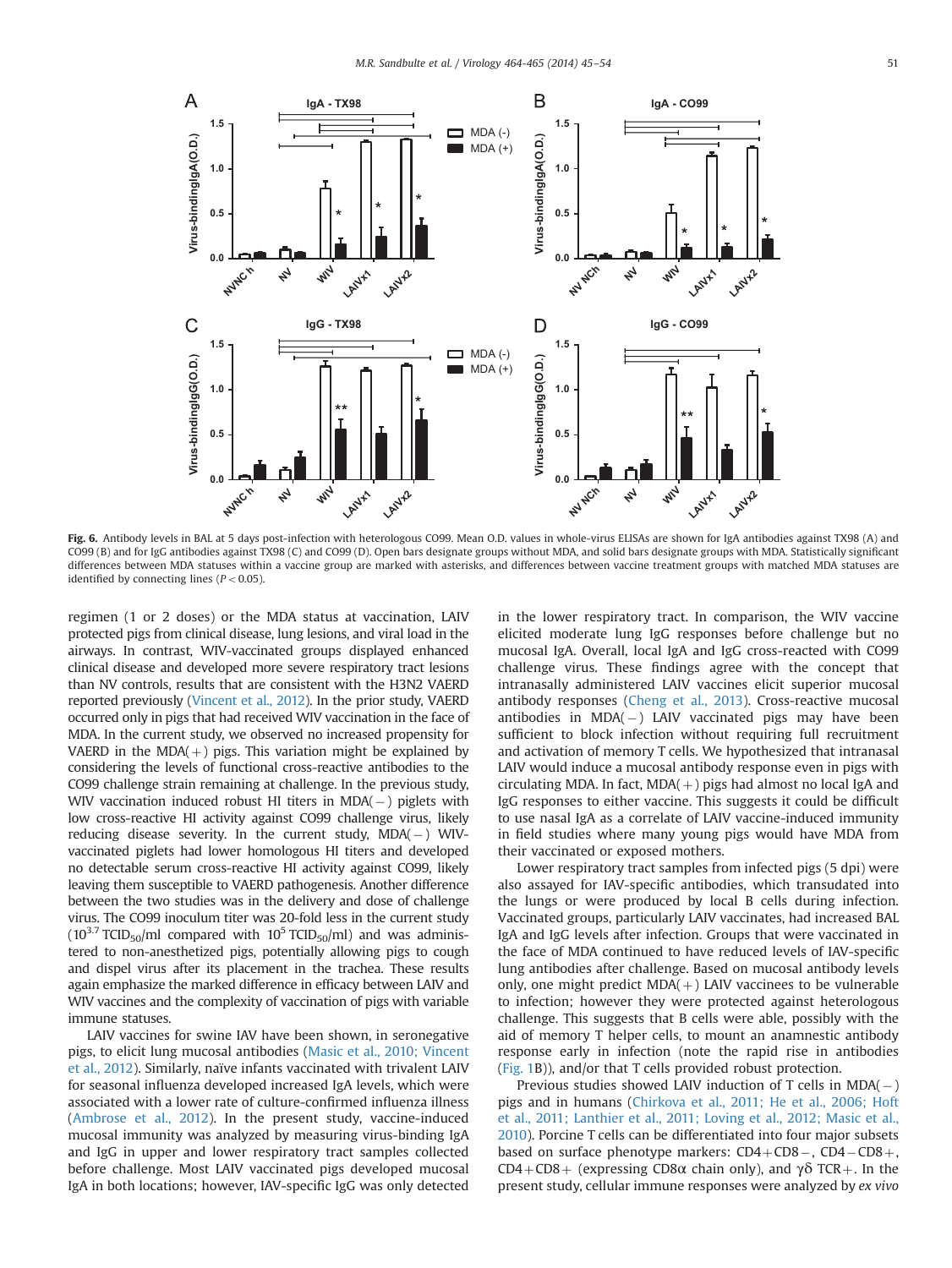**Fig. 6.** Antibody levels in BAL at 5 days post-infection with heterologous CO99. Mean O.D. values in whole-virus ELISAs are shown for IgA antibodies against TX98 (A) and CO99 (B) and for IgG antibodies against TX98 (C) and CO99 (D). Open bars designate groups without MDA, and solid bars designate groups with MDA. Statistically significant differences between MDA statuses within a vaccine group are marked with asterisks, and differences between vaccine treatment groups with matched MDA statuses are identified by connecting lines ($P < 0.05$).

regimen (1 or 2 doses) or the MDA status at vaccination, LAIV protected pigs from clinical disease, lung lesions, and viral load in the airways. In contrast, WIV-vaccinated groups displayed enhanced clinical disease and developed more severe respiratory tract lesions than NV controls, results that are consistent with the H3N2 VAERD reported previously (Vincent et al., 2012). In the prior study, VAERD occurred only in pigs that had received WIV vaccination in the face of MDA. In the current study, we observed no increased propensity for VAERD in the MDA(+) pigs. This variation might be explained by considering the levels of functional cross-reactive antibodies to the CO99 challenge strain remaining at challenge. In the previous study, WIV vaccination induced robust HI titers in MDA(−) piglets with low cross-reactive HI activity against CO99 challenge virus, likely reducing disease severity. In the current study, MDA(−) WIV-vaccinated piglets had lower homologous HI titers and developed no detectable serum cross-reactive HI activity against CO99, likely leaving them susceptible to VAERD pathogenesis. Another difference between the two studies was in the delivery and dose of challenge virus. The CO99 inoculum titer was 20-fold less in the current study ($10^{3.7}$ $TCID_{50}$/ml compared with $10^{5}$ $TCID_{50}$/ml) and was administered to non-anesthetized pigs, potentially allowing pigs to cough and dispel virus after its placement in the trachea. These results again emphasize the marked difference in efficacy between LAIV and WIV vaccines and the complexity of vaccination of pigs with variable immune statuses.

LAIV vaccines for swine IAV have been shown, in seronegative pigs, to elicit lung mucosal antibodies (Masic et al., 2010; Vincent et al., 2012). Similarly, naïve infants vaccinated with trivalent LAIV for seasonal influenza developed increased IgA levels, which were associated with a lower rate of culture-confirmed influenza illness (Ambrose et al., 2012). In the present study, vaccine-induced mucosal immunity was analyzed by measuring virus-binding IgA and IgG in upper and lower respiratory tract samples collected before challenge. Most LAIV vaccinated pigs developed mucosal IgA in both locations; however, IAV-specific IgG was only detected in the lower respiratory tract. In comparison, the WIV vaccine elicited moderate lung IgG responses before challenge but no mucosal IgA. Overall, local IgA and IgG cross-reacted with CO99 challenge virus. These findings agree with the concept that intranasally administered LAIV vaccines elicit superior mucosal antibody responses (Cheng et al., 2013). Cross-reactive mucosal antibodies in MDA(−) LAIV vaccinated pigs may have been sufficient to block infection without requiring full recruitment and activation of memory T cells. We hypothesized that intranasal LAIV would induce a mucosal antibody response even in pigs with circulating MDA. In fact, MDA(+) pigs had almost no local IgA and IgG responses to either vaccine. This suggests it could be difficult to use nasal IgA as a correlate of LAIV vaccine-induced immunity in field studies where many young pigs would have MDA from their vaccinated or exposed mothers.

Lower respiratory tract samples from infected pigs (5 dpi) were also assayed for IAV-specific antibodies, which transudated into the lungs or were produced by local B cells during infection. Vaccinated groups, particularly LAIV vaccinates, had increased BAL IgA and IgG levels after infection. Groups that were vaccinated in the face of MDA continued to have reduced levels of IAV-specific lung antibodies after challenge. Based on mucosal antibody levels only, one might predict MDA(+) LAIV vaccinees to be vulnerable to infection; however they were protected against heterologous challenge. This suggests that B cells were able, possibly with the aid of memory T helper cells, to mount an anamnestic antibody response early in infection (note the rapid rise in antibodies (Fig. 1B)), and/or that T cells provided robust protection.

Previous studies showed LAIV induction of T cells in MDA(−) pigs and in humans (Chirkova et al., 2011; He et al., 2006; Hoft et al., 2011; Lanthier et al., 2011; Loving et al., 2012; Masic et al., 2010). Porcine T cells can be differentiated into four major subsets based on surface phenotype markers: CD4+CD8−, CD4−CD8+, CD4+CD8+ (expressing CD8α chain only), and γδ TCR+. In the present study, cellular immune responses were analyzed by *ex vivo*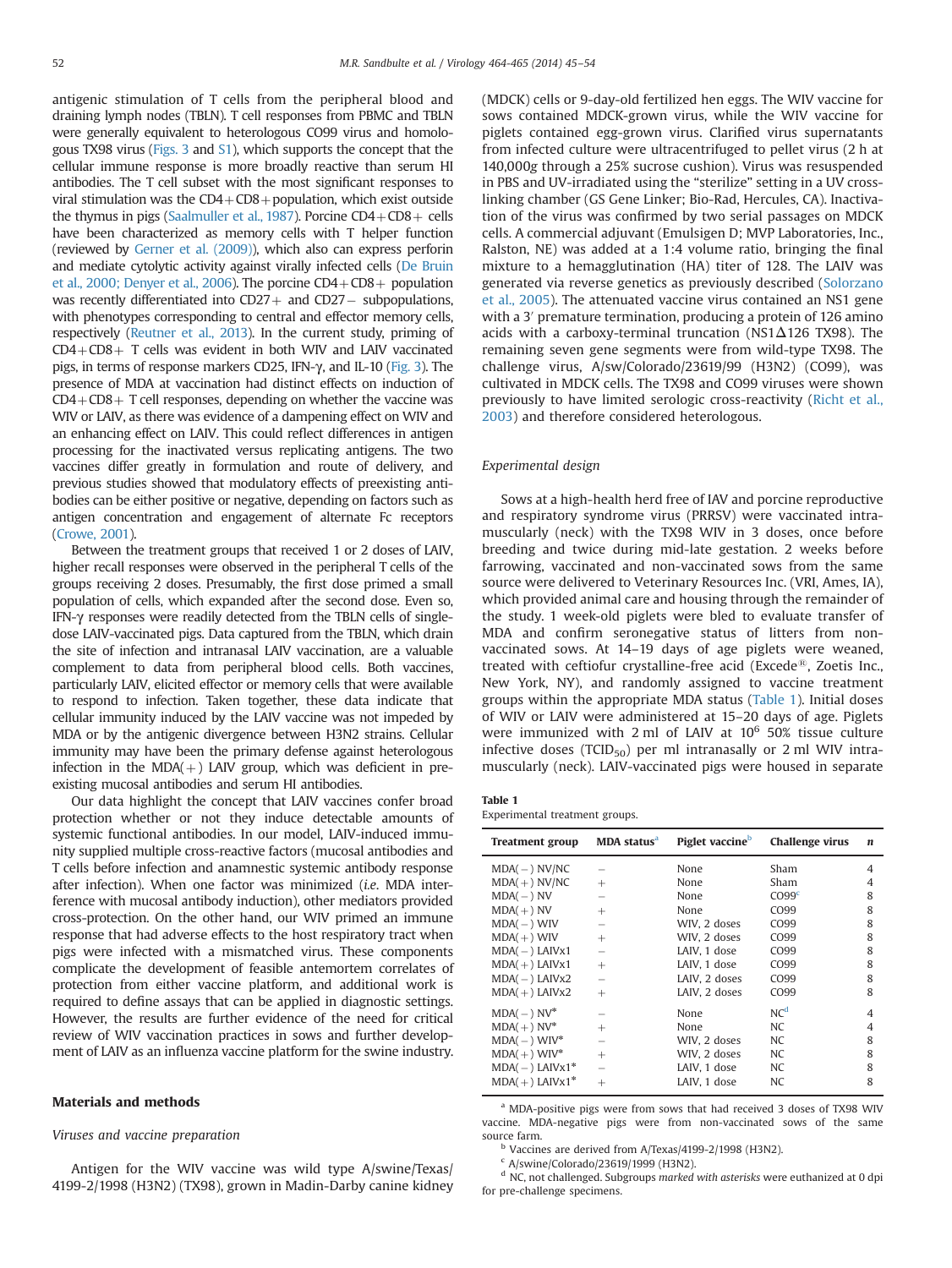antigenic stimulation of T cells from the peripheral blood and draining lymph nodes (TBLN). T cell responses from PBMC and TBLN were generally equivalent to heterologous CO99 virus and homologous TX98 virus (Figs. 3 and S1), which supports the concept that the cellular immune response is more broadly reactive than serum HI antibodies. The T cell subset with the most significant responses to viral stimulation was the CD4+CD8+ population, which exist outside the thymus in pigs (Saalmuller et al., 1987). Porcine CD4+CD8+ cells have been characterized as memory cells with T helper function (reviewed by Gerner et al. (2009)), which also can express perforin and mediate cytolytic activity against virally infected cells (De Bruin et al., 2000; Denyer et al., 2006). The porcine CD4+CD8+ population was recently differentiated into CD27+ and CD27− subpopulations, with phenotypes corresponding to central and effector memory cells, respectively (Reutner et al., 2013). In the current study, priming of CD4+CD8+ T cells was evident in both WIV and LAIV vaccinated pigs, in terms of response markers CD25, IFN-γ, and IL-10 (Fig. 3). The presence of MDA at vaccination had distinct effects on induction of CD4+CD8+ T cell responses, depending on whether the vaccine was WIV or LAIV, as there was evidence of a dampening effect on WIV and an enhancing effect on LAIV. This could reflect differences in antigen processing for the inactivated versus replicating antigens. The two vaccines differ greatly in formulation and route of delivery, and previous studies showed that modulatory effects of preexisting antibodies can be either positive or negative, depending on factors such as antigen concentration and engagement of alternate Fc receptors (Crowe, 2001).

Between the treatment groups that received 1 or 2 doses of LAIV, higher recall responses were observed in the peripheral T cells of the groups receiving 2 doses. Presumably, the first dose primed a small population of cells, which expanded after the second dose. Even so, IFN-γ responses were readily detected from the TBLN cells of single-dose LAIV-vaccinated pigs. Data captured from the TBLN, which drain the site of infection and intranasal LAIV vaccination, are a valuable complement to data from peripheral blood cells. Both vaccines, particularly LAIV, elicited effector or memory cells that were available to respond to infection. Taken together, these data indicate that cellular immunity induced by the LAIV vaccine was not impeded by MDA or by the antigenic divergence between H3N2 strains. Cellular immunity may have been the primary defense against heterologous infection in the MDA(+) LAIV group, which was deficient in preexisting mucosal antibodies and serum HI antibodies.

Our data highlight the concept that LAIV vaccines confer broad protection whether or not they induce detectable amounts of systemic functional antibodies. In our model, LAIV-induced immunity supplied multiple cross-reactive factors (mucosal antibodies and T cells before infection and anamnestic systemic antibody response after infection). When one factor was minimized (*i.e.* MDA interference with mucosal antibody induction), other mediators provided cross-protection. On the other hand, our WIV primed an immune response that had adverse effects to the host respiratory tract when pigs were infected with a mismatched virus. These components complicate the development of feasible antemortem correlates of protection from either vaccine platform, and additional work is required to define assays that can be applied in diagnostic settings. However, the results are further evidence of the need for critical review of WIV vaccination practices in sows and further development of LAIV as an influenza vaccine platform for the swine industry.

## Materials and methods

### *Viruses and vaccine preparation*

Antigen for the WIV vaccine was wild type A/swine/Texas/4199-2/1998 (H3N2) (TX98), grown in Madin-Darby canine kidney (MDCK) cells or 9-day-old fertilized hen eggs. The WIV vaccine for sows contained MDCK-grown virus, while the WIV vaccine for piglets contained egg-grown virus. Clarified virus supernatants from infected culture were ultracentrifuged to pellet virus (2 h at 140,000*g* through a 25% sucrose cushion). Virus was resuspended in PBS and UV-irradiated using the "sterilize" setting in a UV cross-linking chamber (GS Gene Linker; Bio-Rad, Hercules, CA). Inactivation of the virus was confirmed by two serial passages on MDCK cells. A commercial adjuvant (Emulsigen D; MVP Laboratories, Inc., Ralston, NE) was added at a 1:4 volume ratio, bringing the final mixture to a hemagglutination (HA) titer of 128. The LAIV was generated via reverse genetics as previously described (Solorzano et al., 2005). The attenuated vaccine virus contained an NS1 gene with a 3′ premature termination, producing a protein of 126 amino acids with a carboxy-terminal truncation (NS1Δ126 TX98). The remaining seven gene segments were from wild-type TX98. The challenge virus, A/sw/Colorado/23619/99 (H3N2) (CO99), was cultivated in MDCK cells. The TX98 and CO99 viruses were shown previously to have limited serologic cross-reactivity (Richt et al., 2003) and therefore considered heterologous.

### *Experimental design*

Sows at a high-health herd free of IAV and porcine reproductive and respiratory syndrome virus (PRRSV) were vaccinated intramuscularly (neck) with the TX98 WIV in 3 doses, once before breeding and twice during mid-late gestation. 2 weeks before farrowing, vaccinated and non-vaccinated sows from the same source were delivered to Veterinary Resources Inc. (VRI, Ames, IA), which provided animal care and housing through the remainder of the study. 1 week-old piglets were bled to evaluate transfer of MDA and confirm seronegative status of litters from non-vaccinated sows. At 14–19 days of age piglets were weaned, treated with ceftiofur crystalline-free acid (Excede®, Zoetis Inc., New York, NY), and randomly assigned to vaccine treatment groups within the appropriate MDA status (Table 1). Initial doses of WIV or LAIV were administered at 15–20 days of age. Piglets were immunized with 2 ml of LAIV at $10^6$ 50% tissue culture infective doses ($TCID_{50}$) per ml intranasally or 2 ml WIV intramuscularly (neck). LAIV-vaccinated pigs were housed in separate

**Table 1**
Experimental treatment groups.

| Treatment group | MDA status[a] | Piglet vaccine[b] | Challenge virus | *n* |
|---|---|---|---|---|
| MDA(−) NV/NC | − | None | Sham | 4 |
| MDA(+) NV/NC | + | None | Sham | 4 |
| MDA(−) NV | − | None | CO99[c] | 8 |
| MDA(+) NV | + | None | CO99 | 8 |
| MDA(−) WIV | − | WIV, 2 doses | CO99 | 8 |
| MDA(+) WIV | + | WIV, 2 doses | CO99 | 8 |
| MDA(−) LAIVx1 | − | LAIV, 1 dose | CO99 | 8 |
| MDA(+) LAIVx1 | + | LAIV, 1 dose | CO99 | 8 |
| MDA(−) LAIVx2 | − | LAIV, 2 doses | CO99 | 8 |
| MDA(+) LAIVx2 | + | LAIV, 2 doses | CO99 | 8 |
| MDA(−) NV* | − | None | NC[d] | 4 |
| MDA(+) NV* | + | None | NC | 4 |
| MDA(−) WIV* | − | WIV, 2 doses | NC | 8 |
| MDA(+) WIV* | + | WIV, 2 doses | NC | 8 |
| MDA(−) LAIVx1* | − | LAIV, 1 dose | NC | 8 |
| MDA(+) LAIVx1* | + | LAIV, 1 dose | NC | 8 |

[a] MDA-positive pigs were from sows that had received 3 doses of TX98 WIV vaccine. MDA-negative pigs were from non-vaccinated sows of the same source farm.

[b] Vaccines are derived from A/Texas/4199-2/1998 (H3N2).

[c] A/swine/Colorado/23619/1999 (H3N2).

[d] NC, not challenged. Subgroups *marked with asterisks* were euthanized at 0 dpi for pre-challenge specimens.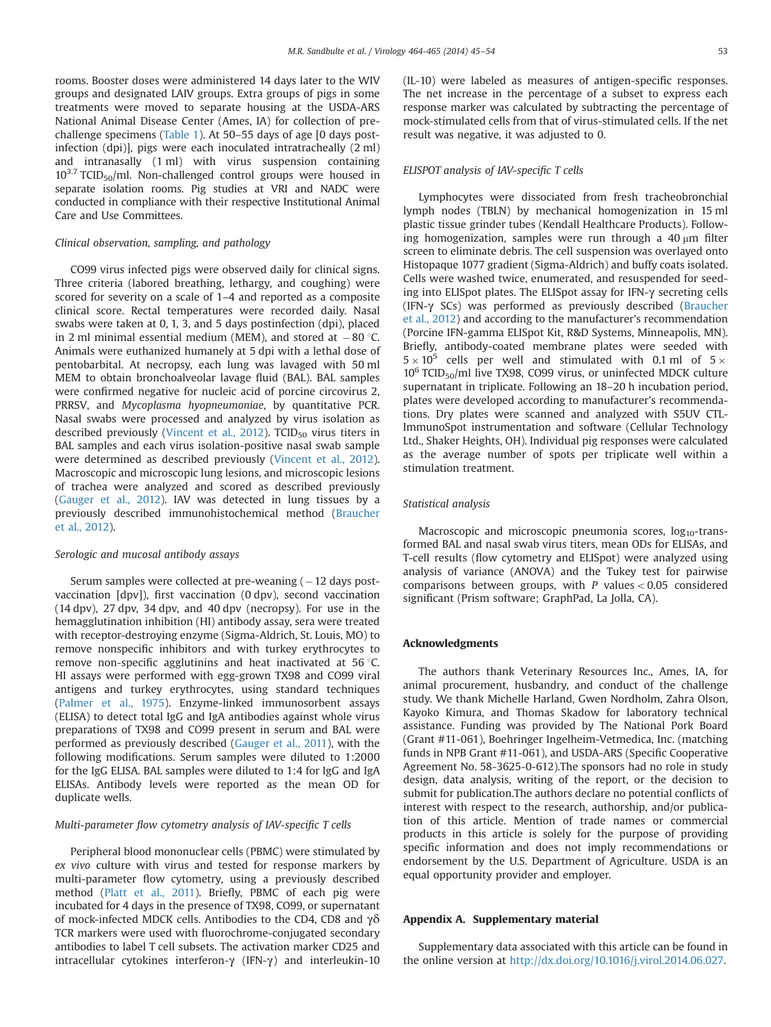rooms. Booster doses were administered 14 days later to the WIV groups and designated LAIV groups. Extra groups of pigs in some treatments were moved to separate housing at the USDA-ARS National Animal Disease Center (Ames, IA) for collection of pre-challenge specimens (Table 1). At 50–55 days of age [0 days post-infection (dpi)], pigs were each inoculated intratracheally (2 ml) and intranasally (1 ml) with virus suspension containing $10^{3.7}$ $TCID_{50}$/ml. Non-challenged control groups were housed in separate isolation rooms. Pig studies at VRI and NADC were conducted in compliance with their respective Institutional Animal Care and Use Committees.

### Clinical observation, sampling, and pathology

CO99 virus infected pigs were observed daily for clinical signs. Three criteria (labored breathing, lethargy, and coughing) were scored for severity on a scale of 1–4 and reported as a composite clinical score. Rectal temperatures were recorded daily. Nasal swabs were taken at 0, 1, 3, and 5 days postinfection (dpi), placed in 2 ml minimal essential medium (MEM), and stored at −80 °C. Animals were euthanized humanely at 5 dpi with a lethal dose of pentobarbital. At necropsy, each lung was lavaged with 50 ml MEM to obtain bronchoalveolar lavage fluid (BAL). BAL samples were confirmed negative for nucleic acid of porcine circovirus 2, PRRSV, and *Mycoplasma hyopneumoniae*, by quantitative PCR. Nasal swabs were processed and analyzed by virus isolation as described previously (Vincent et al., 2012). $TCID_{50}$ virus titers in BAL samples and each virus isolation-positive nasal swab sample were determined as described previously (Vincent et al., 2012). Macroscopic and microscopic lung lesions, and microscopic lesions of trachea were analyzed and scored as described previously (Gauger et al., 2012). IAV was detected in lung tissues by a previously described immunohistochemical method (Braucher et al., 2012).

### Serologic and mucosal antibody assays

Serum samples were collected at pre-weaning (−12 days post-vaccination [dpv]), first vaccination (0 dpv), second vaccination (14 dpv), 27 dpv, 34 dpv, and 40 dpv (necropsy). For use in the hemagglutination inhibition (HI) antibody assay, sera were treated with receptor-destroying enzyme (Sigma-Aldrich, St. Louis, MO) to remove nonspecific inhibitors and with turkey erythrocytes to remove non-specific agglutinins and heat inactivated at 56 °C. HI assays were performed with egg-grown TX98 and CO99 viral antigens and turkey erythrocytes, using standard techniques (Palmer et al., 1975). Enzyme-linked immunosorbent assays (ELISA) to detect total IgG and IgA antibodies against whole virus preparations of TX98 and CO99 present in serum and BAL were performed as previously described (Gauger et al., 2011), with the following modifications. Serum samples were diluted to 1:2000 for the IgG ELISA. BAL samples were diluted to 1:4 for IgG and IgA ELISAs. Antibody levels were reported as the mean OD for duplicate wells.

### Multi-parameter flow cytometry analysis of IAV-specific T cells

Peripheral blood mononuclear cells (PBMC) were stimulated by *ex vivo* culture with virus and tested for response markers by multi-parameter flow cytometry, using a previously described method (Platt et al., 2011). Briefly, PBMC of each pig were incubated for 4 days in the presence of TX98, CO99, or supernatant of mock-infected MDCK cells. Antibodies to the CD4, CD8 and γδ TCR markers were used with fluorochrome-conjugated secondary antibodies to label T cell subsets. The activation marker CD25 and intracellular cytokines interferon-γ (IFN-γ) and interleukin-10 (IL-10) were labeled as measures of antigen-specific responses. The net increase in the percentage of a subset to express each response marker was calculated by subtracting the percentage of mock-stimulated cells from that of virus-stimulated cells. If the net result was negative, it was adjusted to 0.

### ELISPOT analysis of IAV-specific T cells

Lymphocytes were dissociated from fresh tracheobronchial lymph nodes (TBLN) by mechanical homogenization in 15 ml plastic tissue grinder tubes (Kendall Healthcare Products). Following homogenization, samples were run through a 40 μm filter screen to eliminate debris. The cell suspension was overlayed onto Histopaque 1077 gradient (Sigma-Aldrich) and buffy coats isolated. Cells were washed twice, enumerated, and resuspended for seeding into ELISpot plates. The ELISpot assay for IFN-γ secreting cells (IFN-γ SCs) was performed as previously described (Braucher et al., 2012) and according to the manufacturer's recommendation (Porcine IFN-gamma ELISpot Kit, R&D Systems, Minneapolis, MN). Briefly, antibody-coated membrane plates were seeded with $5 \times 10^5$ cells per well and stimulated with 0.1 ml of $5 \times 10^6$ $TCID_{50}$/ml live TX98, CO99 virus, or uninfected MDCK culture supernatant in triplicate. Following an 18–20 h incubation period, plates were developed according to manufacturer's recommendations. Dry plates were scanned and analyzed with S5UV CTL-ImmunoSpot instrumentation and software (Cellular Technology Ltd., Shaker Heights, OH). Individual pig responses were calculated as the average number of spots per triplicate well within a stimulation treatment.

### Statistical analysis

Macroscopic and microscopic pneumonia scores, $\log_{10}$-transformed BAL and nasal swab virus titers, mean ODs for ELISAs, and T-cell results (flow cytometry and ELISpot) were analyzed using analysis of variance (ANOVA) and the Tukey test for pairwise comparisons between groups, with $P$ values $< 0.05$ considered significant (Prism software; GraphPad, La Jolla, CA).

## Acknowledgments

The authors thank Veterinary Resources Inc., Ames, IA, for animal procurement, husbandry, and conduct of the challenge study. We thank Michelle Harland, Gwen Nordholm, Zahra Olson, Kayoko Kimura, and Thomas Skadow for laboratory technical assistance. Funding was provided by The National Pork Board (Grant #11-061), Boehringer Ingelheim-Vetmedica, Inc. (matching funds in NPB Grant #11-061), and USDA-ARS (Specific Cooperative Agreement No. 58-3625-0-612).The sponsors had no role in study design, data analysis, writing of the report, or the decision to submit for publication.The authors declare no potential conflicts of interest with respect to the research, authorship, and/or publication of this article. Mention of trade names or commercial products in this article is solely for the purpose of providing specific information and does not imply recommendations or endorsement by the U.S. Department of Agriculture. USDA is an equal opportunity provider and employer.

## Appendix A. Supplementary material

Supplementary data associated with this article can be found in the online version at http://dx.doi.org/10.1016/j.virol.2014.06.027.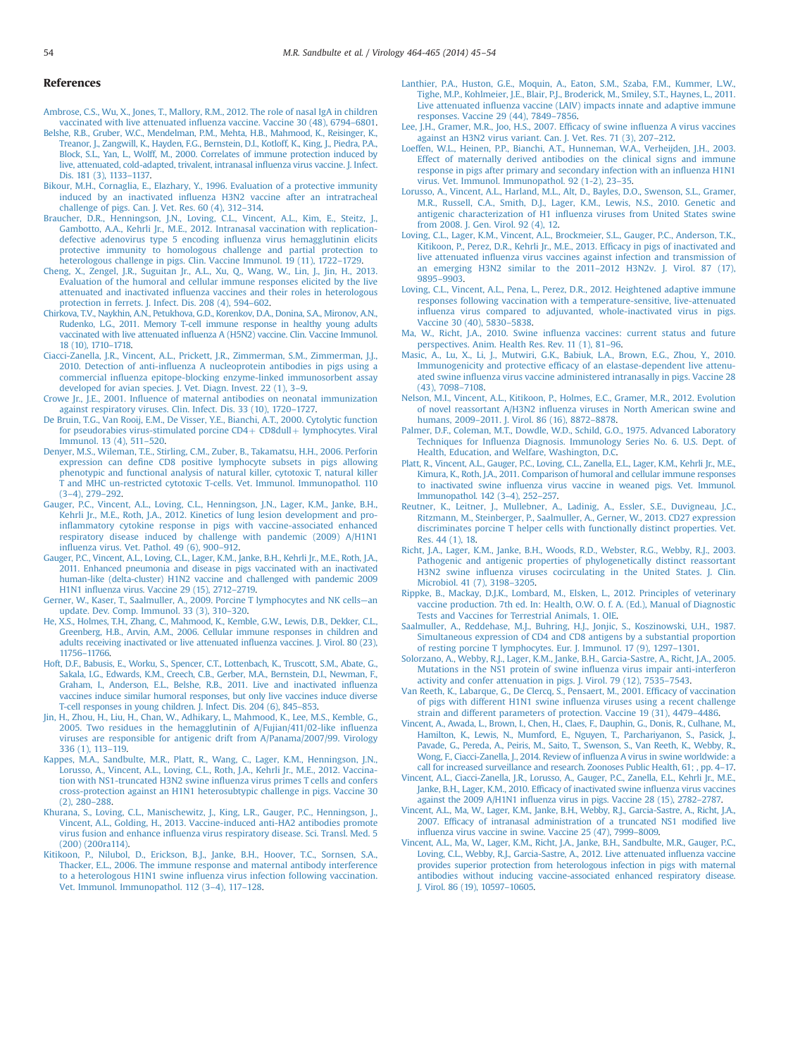## References

Ambrose, C.S., Wu, X., Jones, T., Mallory, R.M., 2012. The role of nasal IgA in children vaccinated with live attenuated influenza vaccine. Vaccine 30 (48), 6794–6801.

Belshe, R.B., Gruber, W.C., Mendelman, P.M., Mehta, H.B., Mahmood, K., Reisinger, K., Treanor, J., Zangwill, K., Hayden, F.G., Bernstein, D.I., Kotloff, K., King, J., Piedra, P.A., Block, S.L., Yan, L., Wolff, M., 2000. Correlates of immune protection induced by live, attenuated, cold-adapted, trivalent, intranasal influenza virus vaccine. J. Infect. Dis. 181 (3), 1133–1137.

Bikour, M.H., Cornaglia, E., Elazhary, Y., 1996. Evaluation of a protective immunity induced by an inactivated influenza H3N2 vaccine after an intratracheal challenge of pigs. Can. J. Vet. Res. 60 (4), 312–314.

Braucher, D.R., Henningson, J.N., Loving, C.L., Vincent, A.L., Kim, E., Steitz, J., Gambotto, A.A., Kehrli Jr., M.E., 2012. Intranasal vaccination with replication-defective adenovirus type 5 encoding influenza virus hemagglutinin elicits protective immunity to homologous challenge and partial protection to heterologous challenge in pigs. Clin. Vaccine Immunol. 19 (11), 1722–1729.

Cheng, X., Zengel, J.R., Suguitan Jr., A.L., Xu, Q., Wang, W., Lin, J., Jin, H., 2013. Evaluation of the humoral and cellular immune responses elicited by the live attenuated and inactivated influenza vaccines and their roles in heterologous protection in ferrets. J. Infect. Dis. 208 (4), 594–602.

Chirkova, T.V., Naykhin, A.N., Petukhova, G.D., Korenkov, D.A., Donina, S.A., Mironov, A.N., Rudenko, L.G., 2011. Memory T-cell immune response in healthy young adults vaccinated with live attenuated influenza A (H5N2) vaccine. Clin. Vaccine Immunol. 18 (10), 1710–1718.

Ciacci-Zanella, J.R., Vincent, A.L., Prickett, J.R., Zimmerman, S.M., Zimmerman, J.J., 2010. Detection of anti-influenza A nucleoprotein antibodies in pigs using a commercial influenza epitope-blocking enzyme-linked immunosorbent assay developed for avian species. J. Vet. Diagn. Invest. 22 (1), 3–9.

Crowe Jr., J.E., 2001. Influence of maternal antibodies on neonatal immunization against respiratory viruses. Clin. Infect. Dis. 33 (10), 1720–1727.

De Bruin, T.G., Van Rooij, E.M., De Visser, Y.E., Bianchi, A.T., 2000. Cytolytic function for pseudorabies virus-stimulated porcine CD4+ CD8dull+ lymphocytes. Viral Immunol. 13 (4), 511–520.

Denyer, M.S., Wileman, T.E., Stirling, C.M., Zuber, B., Takamatsu, H.H., 2006. Perforin expression can define CD8 positive lymphocyte subsets in pigs allowing phenotypic and functional analysis of natural killer, cytotoxic T, natural killer T and MHC un-restricted cytotoxic T-cells. Vet. Immunol. Immunopathol. 110 (3–4), 279–292.

Gauger, P.C., Vincent, A.L., Loving, C.L., Henningson, J.N., Lager, K.M., Janke, B.H., Kehrli Jr., M.E., Roth, J.A., 2012. Kinetics of lung lesion development and pro-inflammatory cytokine response in pigs with vaccine-associated enhanced respiratory disease induced by challenge with pandemic (2009) A/H1N1 influenza virus. Vet. Pathol. 49 (6), 900–912.

Gauger, P.C., Vincent, A.L., Loving, C.L., Lager, K.M., Janke, B.H., Kehrli Jr., M.E., Roth, J.A., 2011. Enhanced pneumonia and disease in pigs vaccinated with an inactivated human-like (delta-cluster) H1N2 vaccine and challenged with pandemic 2009 H1N1 influenza virus. Vaccine 29 (15), 2712–2719.

Gerner, W., Kaser, T., Saalmuller, A., 2009. Porcine T lymphocytes and NK cells—an update. Dev. Comp. Immunol. 33 (3), 310–320.

He, X.S., Holmes, T.H., Zhang, C., Mahmood, K., Kemble, G.W., Lewis, D.B., Dekker, C.L., Greenberg, H.B., Arvin, A.M., 2006. Cellular immune responses in children and adults receiving inactivated or live attenuated influenza vaccines. J. Virol. 80 (23), 11756–11766.

Hoft, D.F., Babusis, E., Worku, S., Spencer, C.T., Lottenbach, K., Truscott, S.M., Abate, G., Sakala, I.G., Edwards, K.M., Creech, C.B., Gerber, M.A., Bernstein, D.I., Newman, F., Graham, I., Anderson, E.L., Belshe, R.B., 2011. Live and inactivated influenza vaccines induce similar humoral responses, but only live vaccines induce diverse T-cell responses in young children. J. Infect. Dis. 204 (6), 845–853.

Jin, H., Zhou, H., Liu, H., Chan, W., Adhikary, L., Mahmood, K., Lee, M.S., Kemble, G., 2005. Two residues in the hemagglutinin of A/Fujian/411/02-like influenza viruses are responsible for antigenic drift from A/Panama/2007/99. Virology 336 (1), 113–119.

Kappes, M.A., Sandbulte, M.R., Platt, R., Wang, C., Lager, K.M., Henningson, J.N., Lorusso, A., Vincent, A.L., Loving, C.L., Roth, J.A., Kehrli Jr., M.E., 2012. Vaccination with NS1-truncated H3N2 swine influenza virus primes T cells and confers cross-protection against an H1N1 heterosubtypic challenge in pigs. Vaccine 30 (2), 280–288.

Khurana, S., Loving, C.L., Manischewitz, J., King, L.R., Gauger, P.C., Henningson, J., Vincent, A.L., Golding, H., 2013. Vaccine-induced anti-HA2 antibodies promote virus fusion and enhance influenza virus respiratory disease. Sci. Transl. Med. 5 (200) (200ra114).

Kitikoon, P., Nilubol, D., Erickson, B.J., Janke, B.H., Hoover, T.C., Sornsen, S.A., Thacker, E.L., 2006. The immune response and maternal antibody interference to a heterologous H1N1 swine influenza virus infection following vaccination. Vet. Immunol. Immunopathol. 112 (3–4), 117–128.

Lanthier, P.A., Huston, G.E., Moquin, A., Eaton, S.M., Szaba, F.M., Kummer, L.W., Tighe, M.P., Kohlmeier, J.E., Blair, P.J., Broderick, M., Smiley, S.T., Haynes, L., 2011. Live attenuated influenza vaccine (LAIV) impacts innate and adaptive immune responses. Vaccine 29 (44), 7849–7856.

Lee, J.H., Gramer, M.R., Joo, H.S., 2007. Efficacy of swine influenza A virus vaccines against an H3N2 virus variant. Can. J. Vet. Res. 71 (3), 207–212.

Loeffen, W.L., Heinen, P.P., Bianchi, A.T., Hunneman, W.A., Verheijden, J.H., 2003. Effect of maternally derived antibodies on the clinical signs and immune response in pigs after primary and secondary infection with an influenza H1N1 virus. Vet. Immunol. Immunopathol. 92 (1-2), 23–35.

Lorusso, A., Vincent, A.L., Harland, M.L., Alt, D., Bayles, D.O., Swenson, S.L., Gramer, M.R., Russell, C.A., Smith, D.J., Lager, K.M., Lewis, N.S., 2010. Genetic and antigenic characterization of H1 influenza viruses from United States swine from 2008. J. Gen. Virol. 92 (4), 12.

Loving, C.L., Lager, K.M., Vincent, A.L., Brockmeier, S.L., Gauger, P.C., Anderson, T.K., Kitikoon, P., Perez, D.R., Kehrli Jr., M.E., 2013. Efficacy in pigs of inactivated and live attenuated influenza virus vaccines against infection and transmission of an emerging H3N2 similar to the 2011–2012 H3N2v. J. Virol. 87 (17), 9895–9903.

Loving, C.L., Vincent, A.L., Pena, L., Perez, D.R., 2012. Heightened adaptive immune responses following vaccination with a temperature-sensitive, live-attenuated influenza virus compared to adjuvanted, whole-inactivated virus in pigs. Vaccine 30 (40), 5830–5838.

Ma, W., Richt, J.A., 2010. Swine influenza vaccines: current status and future perspectives. Anim. Health Res. Rev. 11 (1), 81–96.

Masic, A., Lu, X., Li, J., Mutwiri, G.K., Babiuk, L.A., Brown, E.G., Zhou, Y., 2010. Immunogenicity and protective efficacy of an elastase-dependent live attenuated swine influenza virus vaccine administered intranasally in pigs. Vaccine 28 (43), 7098–7108.

Nelson, M.I., Vincent, A.L., Kitikoon, P., Holmes, E.C., Gramer, M.R., 2012. Evolution of novel reassortant A/H3N2 influenza viruses in North American swine and humans, 2009–2011. J. Virol. 86 (16), 8872–8878.

Palmer, D.F., Coleman, M.T., Dowdle, W.D., Schild, G.O., 1975. Advanced Laboratory Techniques for Influenza Diagnosis. Immunology Series No. 6. U.S. Dept. of Health, Education, and Welfare, Washington, D.C.

Platt, R., Vincent, A.L., Gauger, P.C., Loving, C.L., Zanella, E.L., Lager, K.M., Kehrli Jr., M.E., Kimura, K., Roth, J.A., 2011. Comparison of humoral and cellular immune responses to inactivated swine influenza virus vaccine in weaned pigs. Vet. Immunol. Immunopathol. 142 (3–4), 252–257.

Reutner, K., Leitner, J., Mullebner, A., Ladinig, A., Essler, S.E., Duvigneau, J.C., Ritzmann, M., Steinberger, P., Saalmuller, A., Gerner, W., 2013. CD27 expression discriminates porcine T helper cells with functionally distinct properties. Vet. Res. 44 (1), 18.

Richt, J.A., Lager, K.M., Janke, B.H., Woods, R.D., Webster, R.G., Webby, R.J., 2003. Pathogenic and antigenic properties of phylogenetically distinct reassortant H3N2 swine influenza viruses cocirculating in the United States. J. Clin. Microbiol. 41 (7), 3198–3205.

Rippke, B., Mackay, D.J.K., Lombard, M., Elsken, L., 2012. Principles of veterinary vaccine production. 7th ed. In: Health, O.W. O. f. A. (Ed.), Manual of Diagnostic Tests and Vaccines for Terrestrial Animals, 1. OIE.

Saalmuller, A., Reddehase, M.J., Buhring, H.J., Jonjic, S., Koszinowski, U.H., 1987. Simultaneous expression of CD4 and CD8 antigens by a substantial proportion of resting porcine T lymphocytes. Eur. J. Immunol. 17 (9), 1297–1301.

Solorzano, A., Webby, R.J., Lager, K.M., Janke, B.H., Garcia-Sastre, A., Richt, J.A., 2005. Mutations in the NS1 protein of swine influenza virus impair anti-interferon activity and confer attenuation in pigs. J. Virol. 79 (12), 7535–7543.

Van Reeth, K., Labarque, G., De Clercq, S., Pensaert, M., 2001. Efficacy of vaccination of pigs with different H1N1 swine influenza viruses using a recent challenge strain and different parameters of protection. Vaccine 19 (31), 4479–4486.

Vincent, A., Awada, L., Brown, I., Chen, H., Claes, F., Dauphin, G., Donis, R., Culhane, M., Hamilton, K., Lewis, N., Mumford, E., Nguyen, T., Parchariyanon, S., Pasick, J., Pavade, G., Pereda, A., Peiris, M., Saito, T., Swenson, S., Van Reeth, K., Webby, R., Wong, F., Ciacci-Zanella, J., 2014. Review of influenza A virus in swine worldwide: a call for increased surveillance and research. Zoonoses Public Health, 61; , pp. 4–17.

Vincent, A.L., Ciacci-Zanella, J.R., Lorusso, A., Gauger, P.C., Zanella, E.L., Kehrli Jr., M.E., Janke, B.H., Lager, K.M., 2010. Efficacy of inactivated swine influenza virus vaccines against the 2009 A/H1N1 influenza virus in pigs. Vaccine 28 (15), 2782–2787.

Vincent, A.L., Ma, W., Lager, K.M., Janke, B.H., Webby, R.J., Garcia-Sastre, A., Richt, J.A., 2007. Efficacy of intranasal administration of a truncated NS1 modified live influenza virus vaccine in swine. Vaccine 25 (47), 7999–8009.

Vincent, A.L., Ma, W., Lager, K.M., Richt, J.A., Janke, B.H., Sandbulte, M.R., Gauger, P.C., Loving, C.L., Webby, R.J., Garcia-Sastre, A., 2012. Live attenuated influenza vaccine provides superior protection from heterologous infection in pigs with maternal antibodies without inducing vaccine-associated enhanced respiratory disease. J. Virol. 86 (19), 10597–10605.